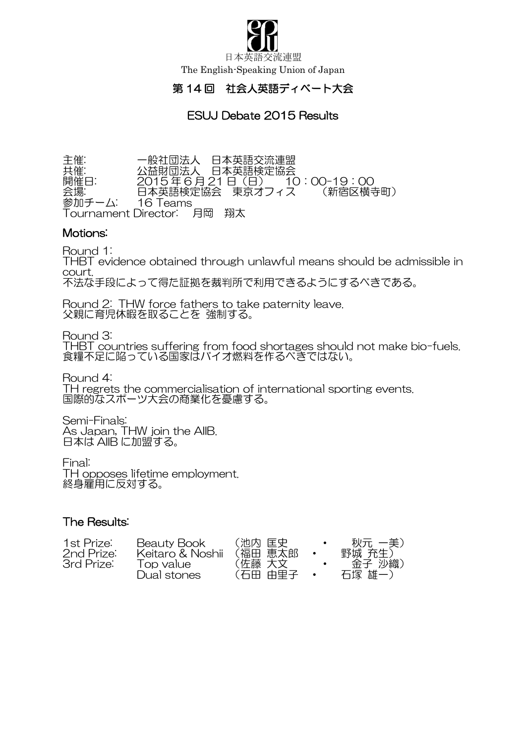日本英語交流連盟

The English-Speaking Union of Japan

# 第 14 回　社会人英語ディベート大会

# ESUJ Debate 2015 Results

主催:　一般社団法人　日本英語交流連盟
共催:　公益財団法人　日本英語検定協会
開催日:　2015 年 6 月 21 日（日）　10：00-19：00
会場:　日本英語検定協会　東京オフィス　（新宿区横寺町）
参加チーム:　16 Teams
Tournament Director:　月岡　翔太

## Motions:

Round 1:
THBT evidence obtained through unlawful means should be admissible in court.
不法な手段によって得た証拠を裁判所で利用できるようにするべきである。

Round 2: THW force fathers to take paternity leave.
父親に育児休暇を取ることを 強制する。

Round 3:
THBT countries suffering from food shortages should not make bio-fuels.
食糧不足に陥っている国家はバイオ燃料を作るべきではない。

Round 4:
TH regrets the commercialisation of international sporting events.
国際的なスポーツ大会の商業化を憂慮する。

Semi-Finals:
As Japan, THW join the AIIB.
日本は AIIB に加盟する。

Final:
TH opposes lifetime employment.
終身雇用に反対する。

## The Results:

| | | |
|---|---|---|
| 1st Prize: | Beauty Book | （池内 匡史　・　秋元 一美） |
| 2nd Prize: | Keitaro & Noshii | （福田 恵太郎　・　野城 充生） |
| 3rd Prize: | Top value | （佐藤 大文　・　金子 沙織） |
| | Dual stones | （石田 由里子　・　石塚 雄一） |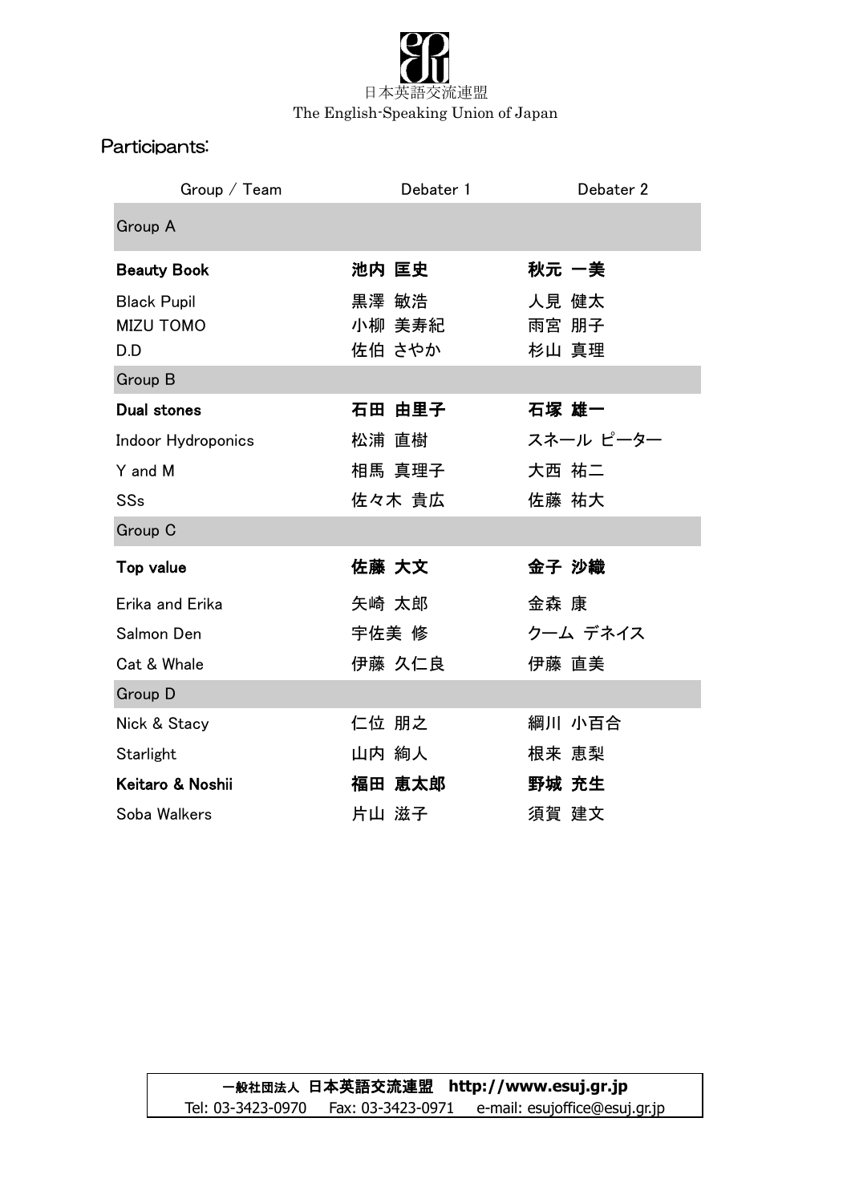日本英語交流連盟
The English-Speaking Union of Japan

## Participants:

| Group / Team | Debater 1 | Debater 2 |
|---|---|---|
| Group A | | |
| **Beauty Book** | **池内 匡史** | **秋元 一美** |
| Black Pupil | 黒澤 敏浩 | 人見 健太 |
| MIZU TOMO | 小柳 美寿紀 | 雨宮 朋子 |
| D.D | 佐伯 さやか | 杉山 真理 |
| Group B | | |
| **Dual stones** | **石田 由里子** | **石塚 雄一** |
| Indoor Hydroponics | 松浦 直樹 | スネール ピーター |
| Y and M | 相馬 真理子 | 大西 祐二 |
| SSs | 佐々木 貴広 | 佐藤 祐大 |
| Group C | | |
| **Top value** | **佐藤 大文** | **金子 沙織** |
| Erika and Erika | 矢崎 太郎 | 金森 康 |
| Salmon Den | 宇佐美 修 | クーム デネイス |
| Cat & Whale | 伊藤 久仁良 | 伊藤 直美 |
| Group D | | |
| Nick & Stacy | 仁位 朋之 | 綱川 小百合 |
| Starlight | 山内 絢人 | 根来 恵梨 |
| **Keitaro & Noshii** | **福田 恵太郎** | **野城 充生** |
| Soba Walkers | 片山 滋子 | 須賀 建文 |

一般社団法人 **日本英語交流連盟 http://www.esuj.gr.jp**
Tel: 03-3423-0970 Fax: 03-3423-0971 e-mail: esujoffice@esuj.gr.jp